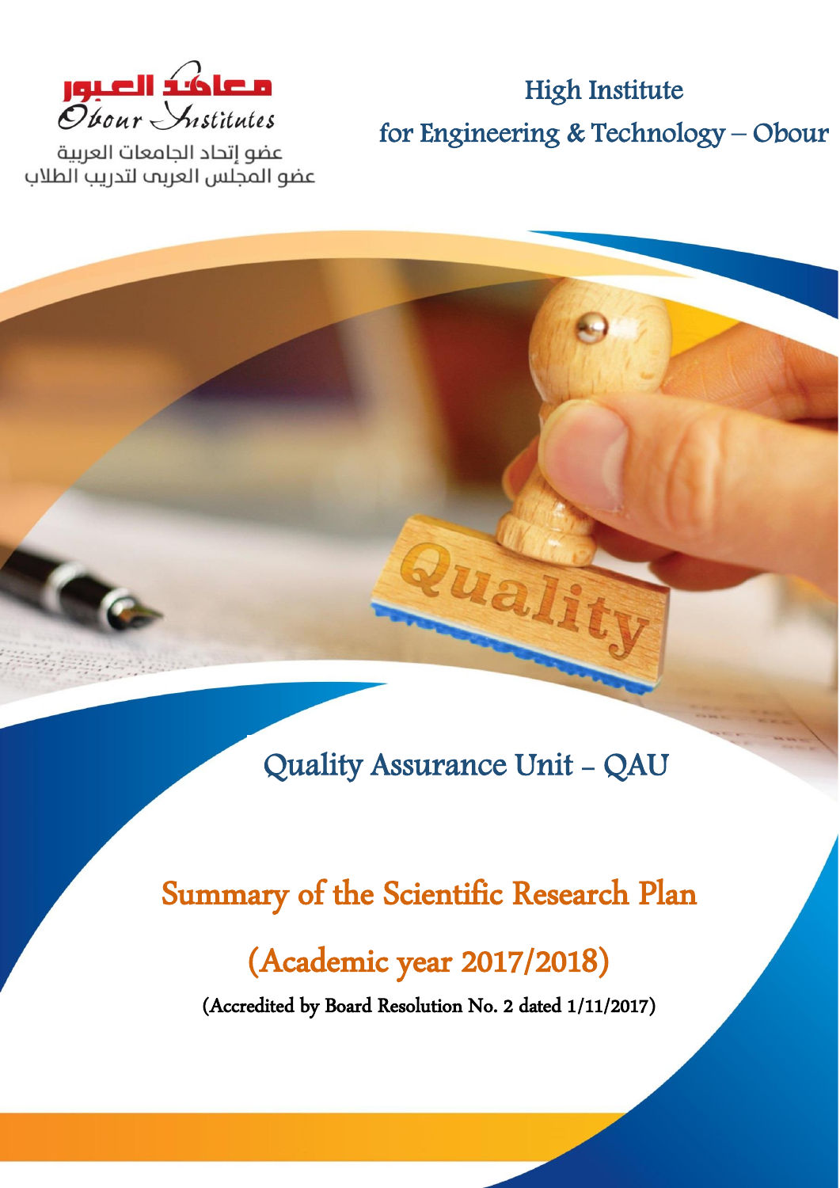معاهد العبور
Obour Institutes

عضو إتحاد الجامعات العربية
عضو المجلس العربى لتدريب الطلاب

High Institute
for Engineering & Technology – Obour

Quality Assurance Unit - QAU

# Summary of the Scientific Research Plan

## (Academic year 2017/2018)

**(Accredited by Board Resolution No. 2 dated 1/11/2017)**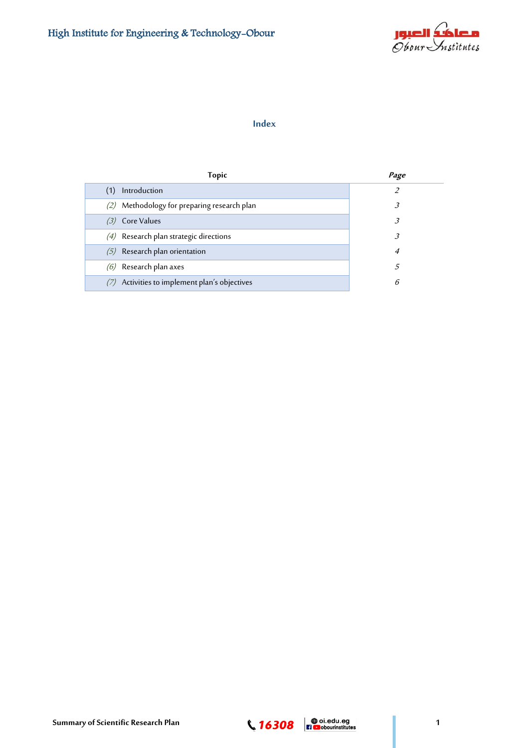## Index

| Topic | Page |
|---|---|
| (1) Introduction | 2 |
| (2) Methodology for preparing research plan | 3 |
| (3) Core Values | 3 |
| (4) Research plan strategic directions | 3 |
| (5) Research plan orientation | 4 |
| (6) Research plan axes | 5 |
| (7) Activities to implement plan's objectives | 6 |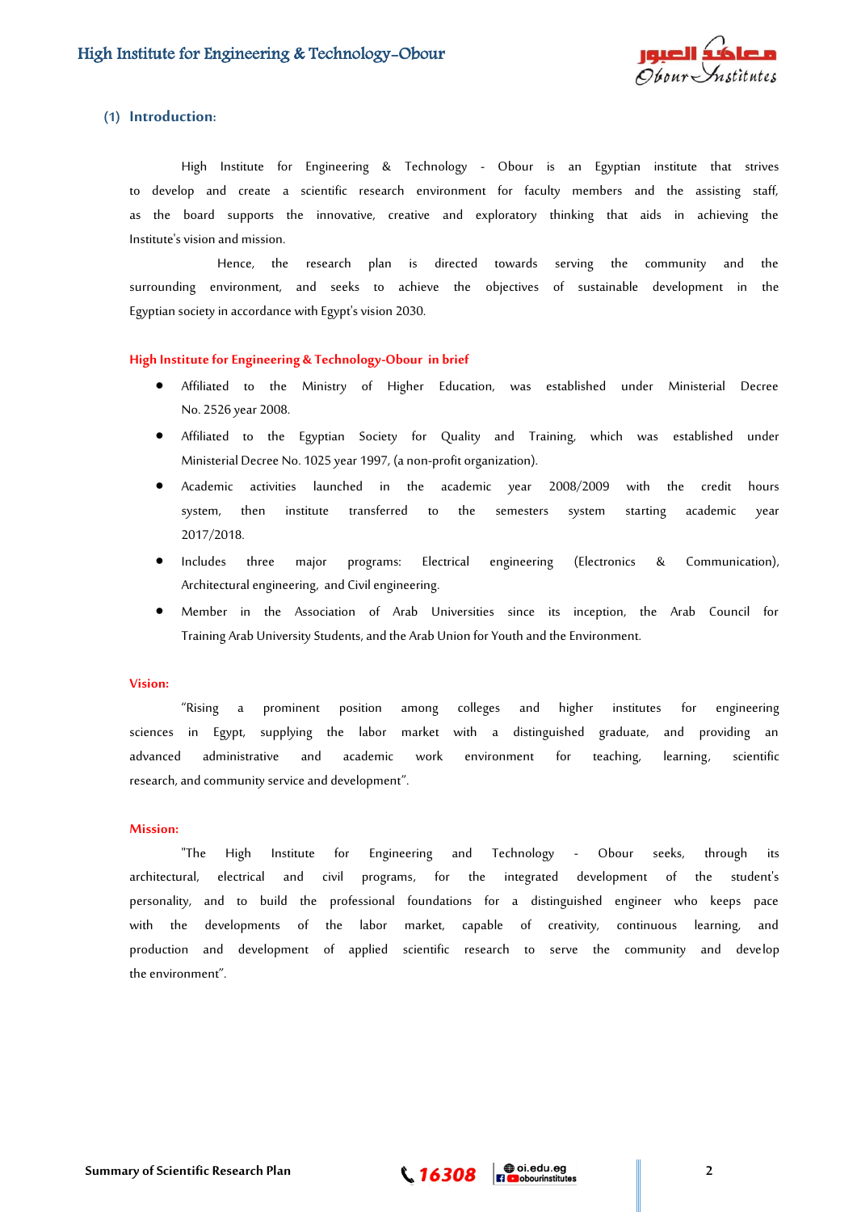## (1) Introduction:

High Institute for Engineering & Technology - Obour is an Egyptian institute that strives to develop and create a scientific research environment for faculty members and the assisting staff, as the board supports the innovative, creative and exploratory thinking that aids in achieving the Institute's vision and mission.

Hence, the research plan is directed towards serving the community and the surrounding environment, and seeks to achieve the objectives of sustainable development in the Egyptian society in accordance with Egypt's vision 2030.

### High Institute for Engineering & Technology-Obour in brief

- Affiliated to the Ministry of Higher Education, was established under Ministerial Decree No. 2526 year 2008.
- Affiliated to the Egyptian Society for Quality and Training, which was established under Ministerial Decree No. 1025 year 1997, (a non-profit organization).
- Academic activities launched in the academic year 2008/2009 with the credit hours system, then institute transferred to the semesters system starting academic year 2017/2018.
- Includes three major programs: Electrical engineering (Electronics & Communication), Architectural engineering, and Civil engineering.
- Member in the Association of Arab Universities since its inception, the Arab Council for Training Arab University Students, and the Arab Union for Youth and the Environment.

### Vision:

"Rising a prominent position among colleges and higher institutes for engineering sciences in Egypt, supplying the labor market with a distinguished graduate, and providing an advanced administrative and academic work environment for teaching, learning, scientific research, and community service and development".

### Mission:

"The High Institute for Engineering and Technology - Obour seeks, through its architectural, electrical and civil programs, for the integrated development of the student's personality, and to build the professional foundations for a distinguished engineer who keeps pace with the developments of the labor market, capable of creativity, continuous learning, and production and development of applied scientific research to serve the community and develop the environment".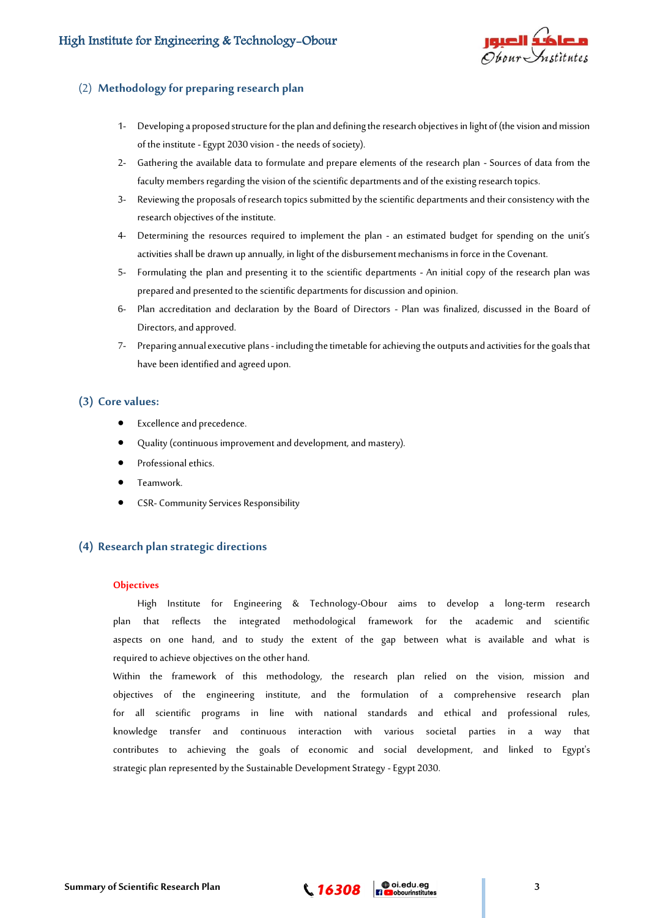## (2) Methodology for preparing research plan

1- Developing a proposed structure for the plan and defining the research objectives in light of (the vision and mission of the institute - Egypt 2030 vision - the needs of society).

2- Gathering the available data to formulate and prepare elements of the research plan - Sources of data from the faculty members regarding the vision of the scientific departments and of the existing research topics.

3- Reviewing the proposals of research topics submitted by the scientific departments and their consistency with the research objectives of the institute.

4- Determining the resources required to implement the plan - an estimated budget for spending on the unit's activities shall be drawn up annually, in light of the disbursement mechanisms in force in the Covenant.

5- Formulating the plan and presenting it to the scientific departments - An initial copy of the research plan was prepared and presented to the scientific departments for discussion and opinion.

6- Plan accreditation and declaration by the Board of Directors - Plan was finalized, discussed in the Board of Directors, and approved.

7- Preparing annual executive plans - including the timetable for achieving the outputs and activities for the goals that have been identified and agreed upon.

## (3) Core values:

- Excellence and precedence.
- Quality (continuous improvement and development, and mastery).
- Professional ethics.
- Teamwork.
- CSR- Community Services Responsibility

## (4) Research plan strategic directions

### Objectives

High Institute for Engineering & Technology-Obour aims to develop a long-term research plan that reflects the integrated methodological framework for the academic and scientific aspects on one hand, and to study the extent of the gap between what is available and what is required to achieve objectives on the other hand.

Within the framework of this methodology, the research plan relied on the vision, mission and objectives of the engineering institute, and the formulation of a comprehensive research plan for all scientific programs in line with national standards and ethical and professional rules, knowledge transfer and continuous interaction with various societal parties in a way that contributes to achieving the goals of economic and social development, and linked to Egypt's strategic plan represented by the Sustainable Development Strategy - Egypt 2030.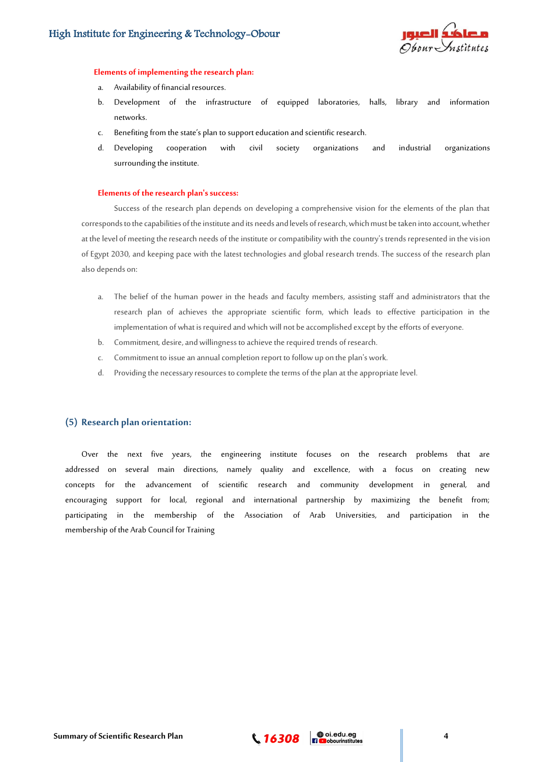**Elements of implementing the research plan:**

a. Availability of financial resources.
b. Development of the infrastructure of equipped laboratories, halls, library and information networks.
c. Benefiting from the state's plan to support education and scientific research.
d. Developing cooperation with civil society organizations and industrial organizations surrounding the institute.

**Elements of the research plan's success:**

Success of the research plan depends on developing a comprehensive vision for the elements of the plan that corresponds to the capabilities of the institute and its needs and levels of research, which must be taken into account, whether at the level of meeting the research needs of the institute or compatibility with the country's trends represented in the vision of Egypt 2030, and keeping pace with the latest technologies and global research trends. The success of the research plan also depends on:

a. The belief of the human power in the heads and faculty members, assisting staff and administrators that the research plan of achieves the appropriate scientific form, which leads to effective participation in the implementation of what is required and which will not be accomplished except by the efforts of everyone.
b. Commitment, desire, and willingness to achieve the required trends of research.
c. Commitment to issue an annual completion report to follow up on the plan's work.
d. Providing the necessary resources to complete the terms of the plan at the appropriate level.

## (5) Research plan orientation:

Over the next five years, the engineering institute focuses on the research problems that are addressed on several main directions, namely quality and excellence, with a focus on creating new concepts for the advancement of scientific research and community development in general, and encouraging support for local, regional and international partnership by maximizing the benefit from; participating in the membership of the Association of Arab Universities, and participation in the membership of the Arab Council for Training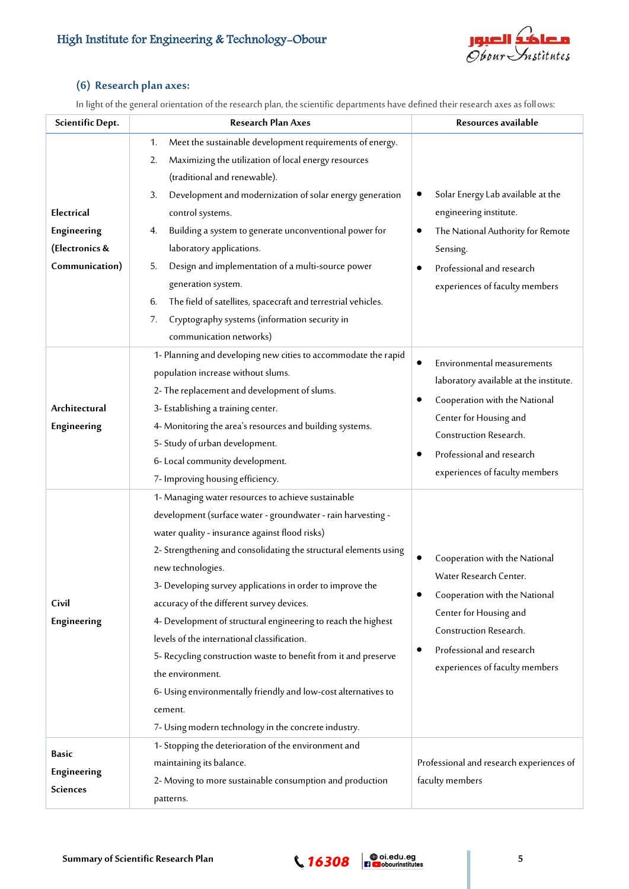## (6) Research plan axes:

In light of the general orientation of the research plan, the scientific departments have defined their research axes as follows:

| Scientific Dept. | Research Plan Axes | Resources available |
|---|---|---|
| **Electrical Engineering (Electronics & Communication)** | 1. Meet the sustainable development requirements of energy.<br>2. Maximizing the utilization of local energy resources (traditional and renewable).<br>3. Development and modernization of solar energy generation control systems.<br>4. Building a system to generate unconventional power for laboratory applications.<br>5. Design and implementation of a multi-source power generation system.<br>6. The field of satellites, spacecraft and terrestrial vehicles.<br>7. Cryptography systems (information security in communication networks) | • Solar Energy Lab available at the engineering institute.<br>• The National Authority for Remote Sensing.<br>• Professional and research experiences of faculty members |
| **Architectural Engineering** | 1- Planning and developing new cities to accommodate the rapid population increase without slums.<br>2- The replacement and development of slums.<br>3- Establishing a training center.<br>4- Monitoring the area's resources and building systems.<br>5- Study of urban development.<br>6- Local community development.<br>7- Improving housing efficiency. | • Environmental measurements laboratory available at the institute.<br>• Cooperation with the National Center for Housing and Construction Research.<br>• Professional and research experiences of faculty members |
| **Civil Engineering** | 1- Managing water resources to achieve sustainable development (surface water - groundwater - rain harvesting - water quality - insurance against flood risks)<br>2- Strengthening and consolidating the structural elements using new technologies.<br>3- Developing survey applications in order to improve the accuracy of the different survey devices.<br>4- Development of structural engineering to reach the highest levels of the international classification.<br>5- Recycling construction waste to benefit from it and preserve the environment.<br>6- Using environmentally friendly and low-cost alternatives to cement.<br>7- Using modern technology in the concrete industry. | • Cooperation with the National Water Research Center.<br>• Cooperation with the National Center for Housing and Construction Research.<br>• Professional and research experiences of faculty members |
| **Basic Engineering Sciences** | 1- Stopping the deterioration of the environment and maintaining its balance.<br>2- Moving to more sustainable consumption and production patterns. | Professional and research experiences of faculty members |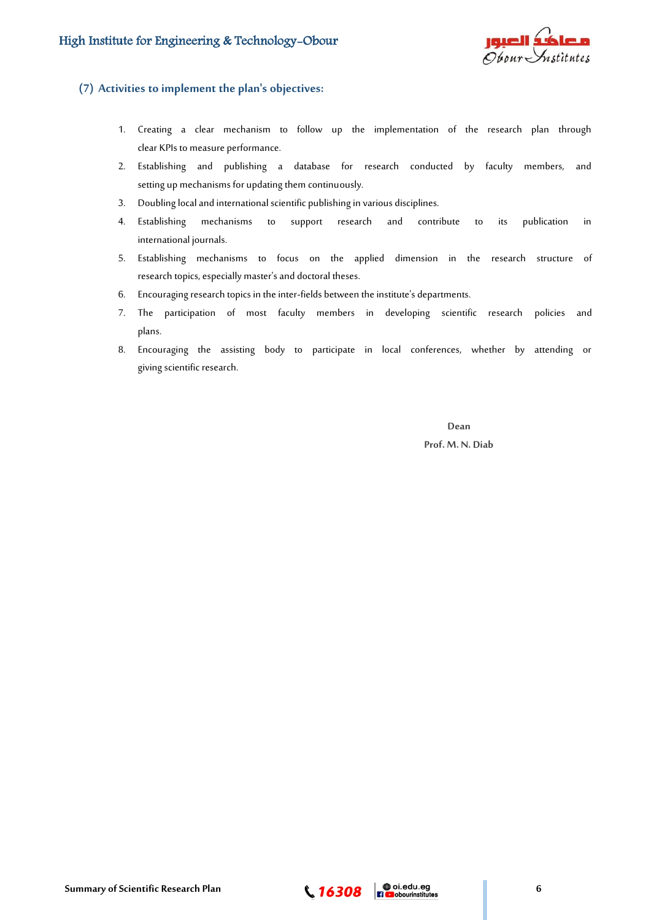## (7) Activities to implement the plan's objectives:

1. Creating a clear mechanism to follow up the implementation of the research plan through clear KPIs to measure performance.
2. Establishing and publishing a database for research conducted by faculty members, and setting up mechanisms for updating them continuously.
3. Doubling local and international scientific publishing in various disciplines.
4. Establishing mechanisms to support research and contribute to its publication in international journals.
5. Establishing mechanisms to focus on the applied dimension in the research structure of research topics, especially master's and doctoral theses.
6. Encouraging research topics in the inter-fields between the institute's departments.
7. The participation of most faculty members in developing scientific research policies and plans.
8. Encouraging the assisting body to participate in local conferences, whether by attending or giving scientific research.

**Dean**

**Prof. M. N. Diab**